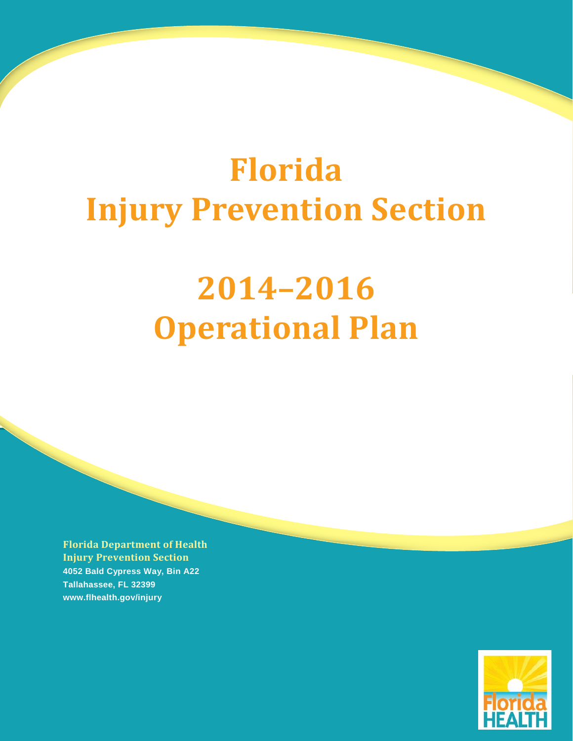# Florida
# Injury Prevention Section

# 2014–2016
# Operational Plan

**Florida Department of Health**
**Injury Prevention Section**
4052 Bald Cypress Way, Bin A22
Tallahassee, FL 32399
www.flhealth.gov/injury

Florida HEALTH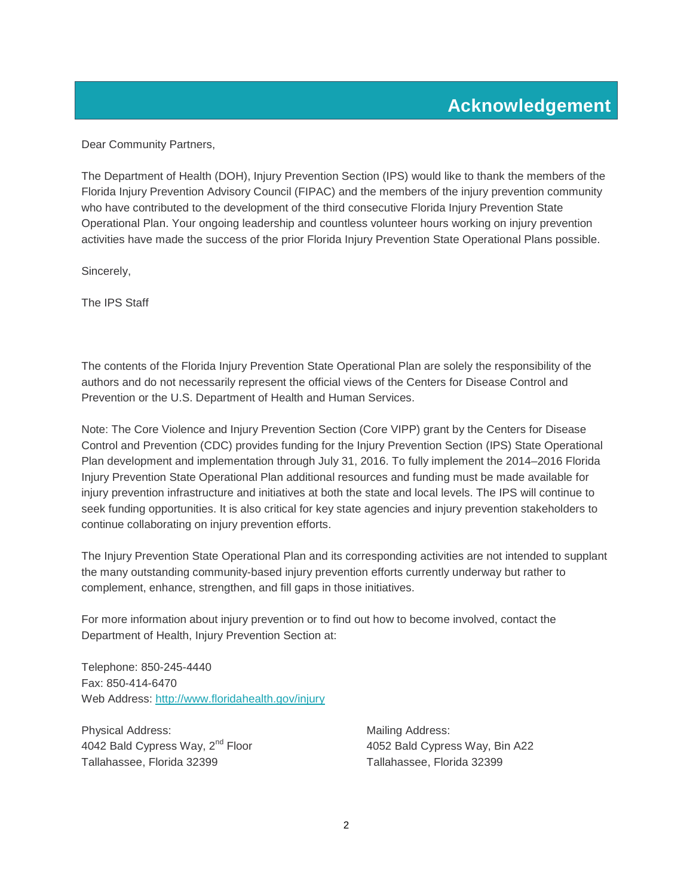# Acknowledgement

Dear Community Partners,

The Department of Health (DOH), Injury Prevention Section (IPS) would like to thank the members of the Florida Injury Prevention Advisory Council (FIPAC) and the members of the injury prevention community who have contributed to the development of the third consecutive Florida Injury Prevention State Operational Plan. Your ongoing leadership and countless volunteer hours working on injury prevention activities have made the success of the prior Florida Injury Prevention State Operational Plans possible.

Sincerely,

The IPS Staff

The contents of the Florida Injury Prevention State Operational Plan are solely the responsibility of the authors and do not necessarily represent the official views of the Centers for Disease Control and Prevention or the U.S. Department of Health and Human Services.

Note: The Core Violence and Injury Prevention Section (Core VIPP) grant by the Centers for Disease Control and Prevention (CDC) provides funding for the Injury Prevention Section (IPS) State Operational Plan development and implementation through July 31, 2016. To fully implement the 2014–2016 Florida Injury Prevention State Operational Plan additional resources and funding must be made available for injury prevention infrastructure and initiatives at both the state and local levels. The IPS will continue to seek funding opportunities. It is also critical for key state agencies and injury prevention stakeholders to continue collaborating on injury prevention efforts.

The Injury Prevention State Operational Plan and its corresponding activities are not intended to supplant the many outstanding community-based injury prevention efforts currently underway but rather to complement, enhance, strengthen, and fill gaps in those initiatives.

For more information about injury prevention or to find out how to become involved, contact the Department of Health, Injury Prevention Section at:

Telephone: 850-245-4440
Fax: 850-414-6470
Web Address: http://www.floridahealth.gov/injury

Physical Address:
4042 Bald Cypress Way, 2nd Floor
Tallahassee, Florida 32399

Mailing Address:
4052 Bald Cypress Way, Bin A22
Tallahassee, Florida 32399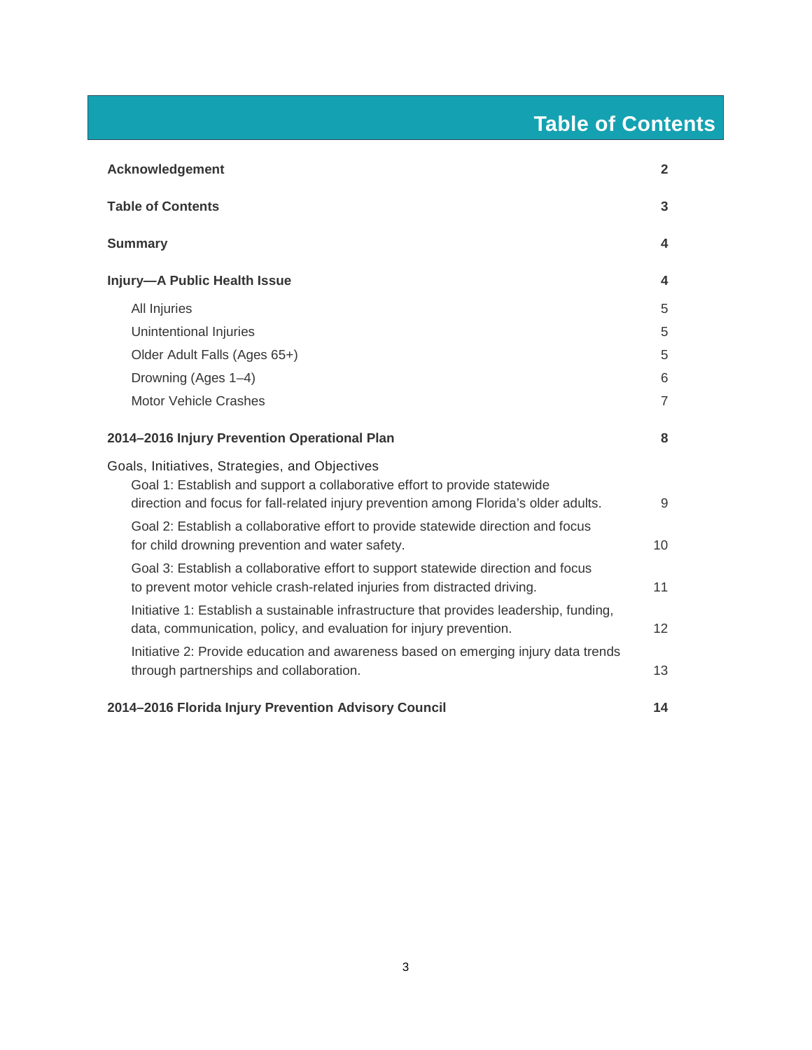# Table of Contents

| | |
|---|---|
| **Acknowledgement** | **2** |
| **Table of Contents** | **3** |
| **Summary** | **4** |
| **Injury—A Public Health Issue** | **4** |
| All Injuries | 5 |
| Unintentional Injuries | 5 |
| Older Adult Falls (Ages 65+) | 5 |
| Drowning (Ages 1–4) | 6 |
| Motor Vehicle Crashes | 7 |
| **2014–2016 Injury Prevention Operational Plan** | **8** |
| Goals, Initiatives, Strategies, and Objectives | |
| Goal 1: Establish and support a collaborative effort to provide statewide direction and focus for fall-related injury prevention among Florida's older adults. | 9 |
| Goal 2: Establish a collaborative effort to provide statewide direction and focus for child drowning prevention and water safety. | 10 |
| Goal 3: Establish a collaborative effort to support statewide direction and focus to prevent motor vehicle crash-related injuries from distracted driving. | 11 |
| Initiative 1: Establish a sustainable infrastructure that provides leadership, funding, data, communication, policy, and evaluation for injury prevention. | 12 |
| Initiative 2: Provide education and awareness based on emerging injury data trends through partnerships and collaboration. | 13 |
| **2014–2016 Florida Injury Prevention Advisory Council** | **14** |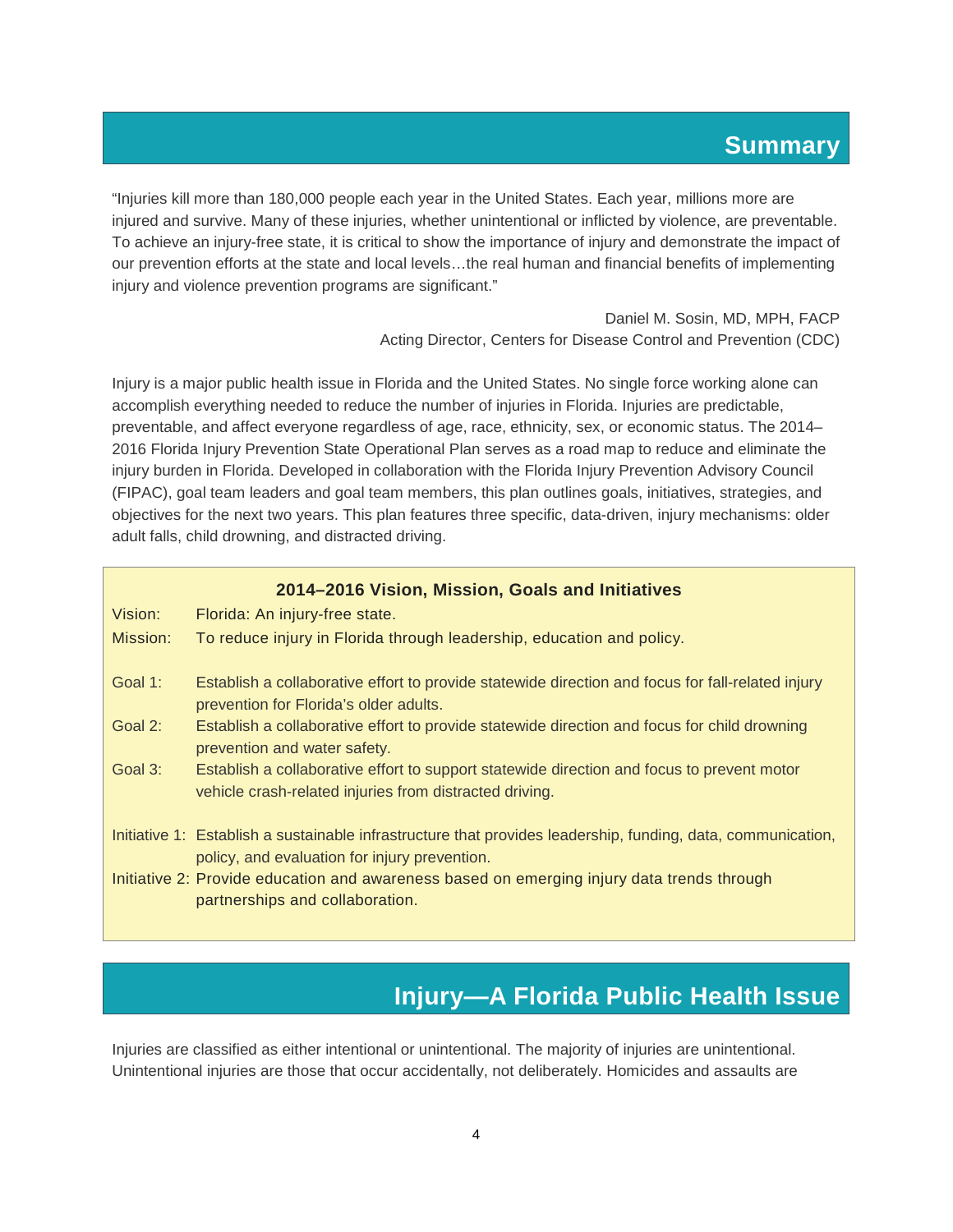## Summary

"Injuries kill more than 180,000 people each year in the United States. Each year, millions more are injured and survive. Many of these injuries, whether unintentional or inflicted by violence, are preventable. To achieve an injury-free state, it is critical to show the importance of injury and demonstrate the impact of our prevention efforts at the state and local levels…the real human and financial benefits of implementing injury and violence prevention programs are significant."

Daniel M. Sosin, MD, MPH, FACP
Acting Director, Centers for Disease Control and Prevention (CDC)

Injury is a major public health issue in Florida and the United States. No single force working alone can accomplish everything needed to reduce the number of injuries in Florida. Injuries are predictable, preventable, and affect everyone regardless of age, race, ethnicity, sex, or economic status. The 2014–2016 Florida Injury Prevention State Operational Plan serves as a road map to reduce and eliminate the injury burden in Florida. Developed in collaboration with the Florida Injury Prevention Advisory Council (FIPAC), goal team leaders and goal team members, this plan outlines goals, initiatives, strategies, and objectives for the next two years. This plan features three specific, data-driven, injury mechanisms: older adult falls, child drowning, and distracted driving.

**2014–2016 Vision, Mission, Goals and Initiatives**

Vision: Florida: An injury-free state.

Mission: To reduce injury in Florida through leadership, education and policy.

Goal 1: Establish a collaborative effort to provide statewide direction and focus for fall-related injury prevention for Florida's older adults.

Goal 2: Establish a collaborative effort to provide statewide direction and focus for child drowning prevention and water safety.

Goal 3: Establish a collaborative effort to support statewide direction and focus to prevent motor vehicle crash-related injuries from distracted driving.

Initiative 1: Establish a sustainable infrastructure that provides leadership, funding, data, communication, policy, and evaluation for injury prevention.

Initiative 2: Provide education and awareness based on emerging injury data trends through partnerships and collaboration.

## Injury—A Florida Public Health Issue

Injuries are classified as either intentional or unintentional. The majority of injuries are unintentional. Unintentional injuries are those that occur accidentally, not deliberately. Homicides and assaults are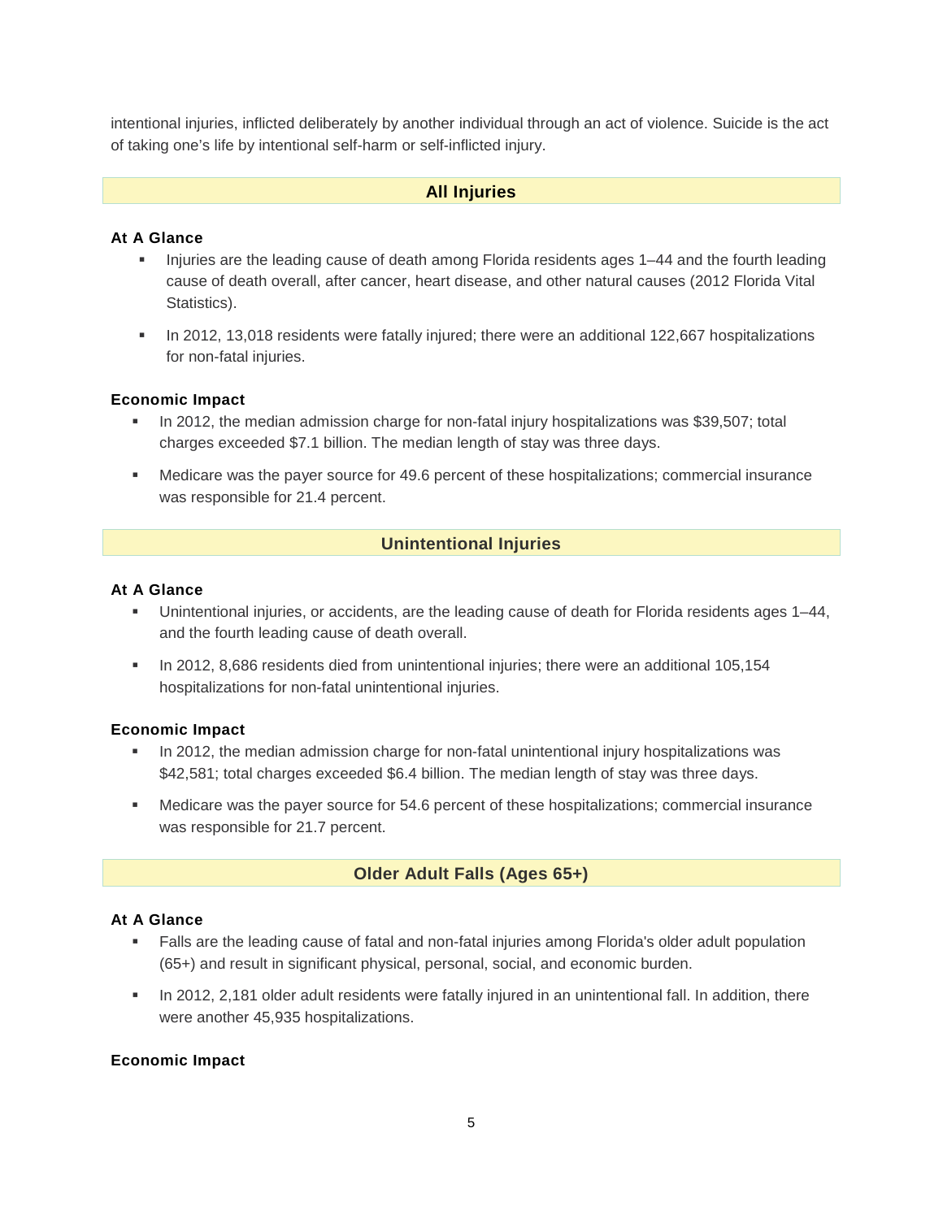intentional injuries, inflicted deliberately by another individual through an act of violence. Suicide is the act of taking one's life by intentional self-harm or self-inflicted injury.

## All Injuries

### At A Glance

- Injuries are the leading cause of death among Florida residents ages 1–44 and the fourth leading cause of death overall, after cancer, heart disease, and other natural causes (2012 Florida Vital Statistics).
- In 2012, 13,018 residents were fatally injured; there were an additional 122,667 hospitalizations for non-fatal injuries.

### Economic Impact

- In 2012, the median admission charge for non-fatal injury hospitalizations was $39,507; total charges exceeded $7.1 billion. The median length of stay was three days.
- Medicare was the payer source for 49.6 percent of these hospitalizations; commercial insurance was responsible for 21.4 percent.

## Unintentional Injuries

### At A Glance

- Unintentional injuries, or accidents, are the leading cause of death for Florida residents ages 1–44, and the fourth leading cause of death overall.
- In 2012, 8,686 residents died from unintentional injuries; there were an additional 105,154 hospitalizations for non-fatal unintentional injuries.

### Economic Impact

- In 2012, the median admission charge for non-fatal unintentional injury hospitalizations was $42,581; total charges exceeded $6.4 billion. The median length of stay was three days.
- Medicare was the payer source for 54.6 percent of these hospitalizations; commercial insurance was responsible for 21.7 percent.

## Older Adult Falls (Ages 65+)

### At A Glance

- Falls are the leading cause of fatal and non-fatal injuries among Florida's older adult population (65+) and result in significant physical, personal, social, and economic burden.
- In 2012, 2,181 older adult residents were fatally injured in an unintentional fall. In addition, there were another 45,935 hospitalizations.

### Economic Impact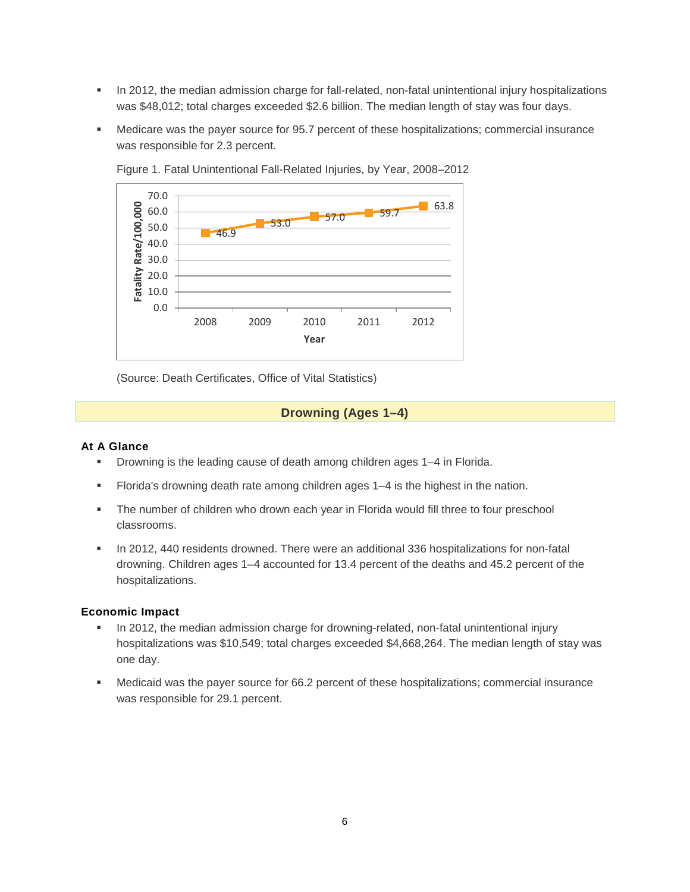- In 2012, the median admission charge for fall-related, non-fatal unintentional injury hospitalizations was $48,012; total charges exceeded $2.6 billion. The median length of stay was four days.
- Medicare was the payer source for 95.7 percent of these hospitalizations; commercial insurance was responsible for 2.3 percent.

Figure 1. Fatal Unintentional Fall-Related Injuries, by Year, 2008–2012

| Year | Fatality Rate/100,000 |
|---|---|
| 2008 | 46.9 |
| 2009 | 53.0 |
| 2010 | 57.0 |
| 2011 | 59.7 |
| 2012 | 63.8 |

(Source: Death Certificates, Office of Vital Statistics)

## Drowning (Ages 1–4)

### At A Glance

- Drowning is the leading cause of death among children ages 1–4 in Florida.
- Florida's drowning death rate among children ages 1–4 is the highest in the nation.
- The number of children who drown each year in Florida would fill three to four preschool classrooms.
- In 2012, 440 residents drowned. There were an additional 336 hospitalizations for non-fatal drowning. Children ages 1–4 accounted for 13.4 percent of the deaths and 45.2 percent of the hospitalizations.

### Economic Impact

- In 2012, the median admission charge for drowning-related, non-fatal unintentional injury hospitalizations was $10,549; total charges exceeded $4,668,264. The median length of stay was one day.
- Medicaid was the payer source for 66.2 percent of these hospitalizations; commercial insurance was responsible for 29.1 percent.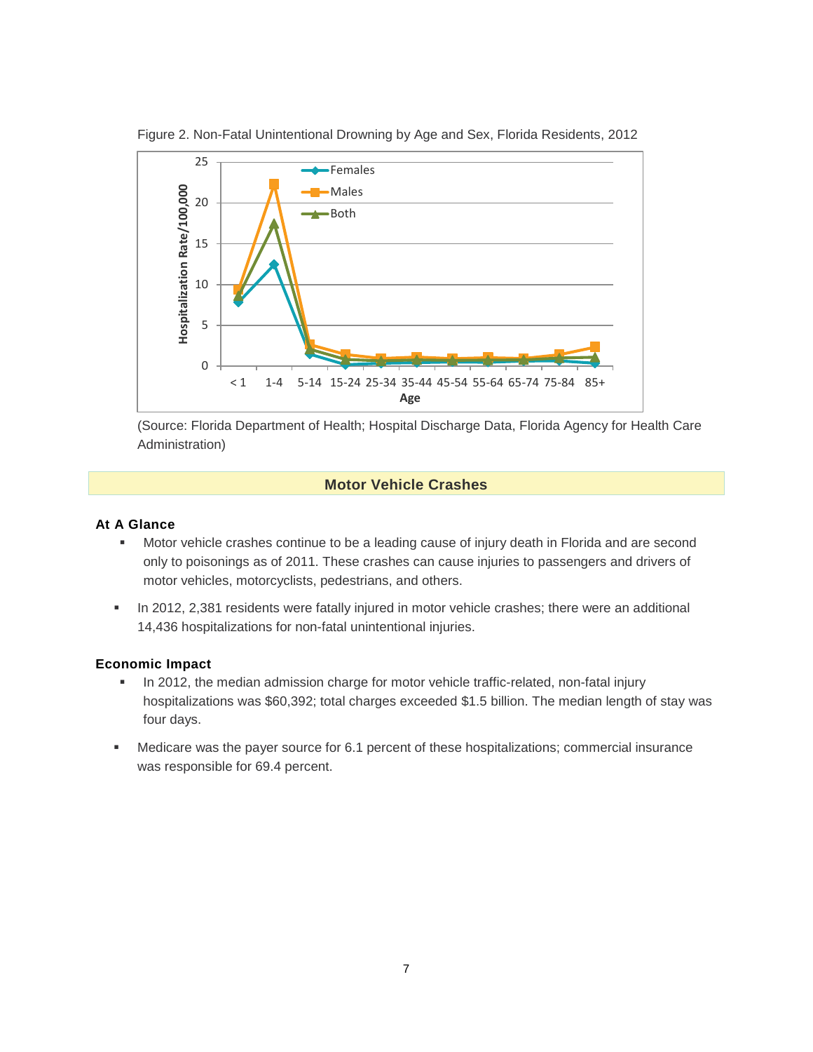Figure 2. Non-Fatal Unintentional Drowning by Age and Sex, Florida Residents, 2012

(Source: Florida Department of Health; Hospital Discharge Data, Florida Agency for Health Care Administration)

## Motor Vehicle Crashes

### At A Glance

- Motor vehicle crashes continue to be a leading cause of injury death in Florida and are second only to poisonings as of 2011. These crashes can cause injuries to passengers and drivers of motor vehicles, motorcyclists, pedestrians, and others.
- In 2012, 2,381 residents were fatally injured in motor vehicle crashes; there were an additional 14,436 hospitalizations for non-fatal unintentional injuries.

### Economic Impact

- In 2012, the median admission charge for motor vehicle traffic-related, non-fatal injury hospitalizations was $60,392; total charges exceeded $1.5 billion. The median length of stay was four days.
- Medicare was the payer source for 6.1 percent of these hospitalizations; commercial insurance was responsible for 69.4 percent.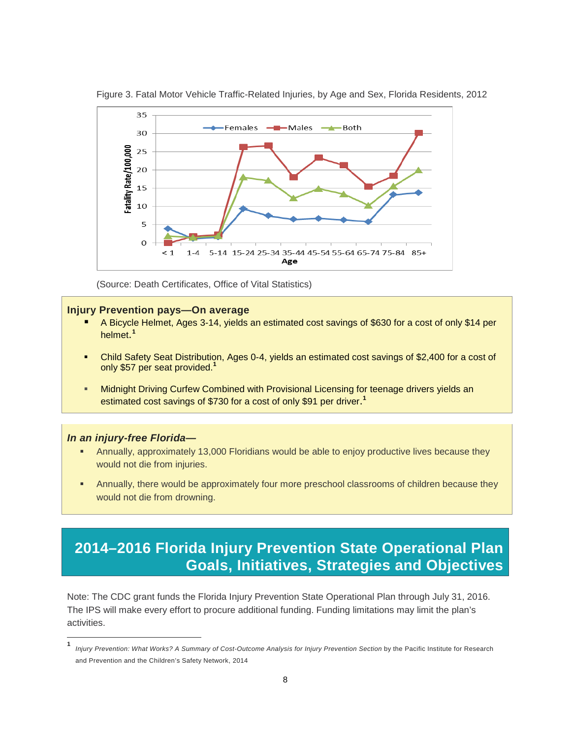Figure 3. Fatal Motor Vehicle Traffic-Related Injuries, by Age and Sex, Florida Residents, 2012

(Source: Death Certificates, Office of Vital Statistics)

**Injury Prevention pays—On average**

- A Bicycle Helmet, Ages 3-14, yields an estimated cost savings of $630 for a cost of only $14 per helmet.[1]
- Child Safety Seat Distribution, Ages 0-4, yields an estimated cost savings of $2,400 for a cost of only $57 per seat provided.[1]
- Midnight Driving Curfew Combined with Provisional Licensing for teenage drivers yields an estimated cost savings of $730 for a cost of only $91 per driver.[1]

***In an injury-free Florida—***

- Annually, approximately 13,000 Floridians would be able to enjoy productive lives because they would not die from injuries.
- Annually, there would be approximately four more preschool classrooms of children because they would not die from drowning.

# 2014–2016 Florida Injury Prevention State Operational Plan Goals, Initiatives, Strategies and Objectives

Note: The CDC grant funds the Florida Injury Prevention State Operational Plan through July 31, 2016. The IPS will make every effort to procure additional funding. Funding limitations may limit the plan's activities.

[1] *Injury Prevention: What Works? A Summary of Cost-Outcome Analysis for Injury Prevention Section* by the Pacific Institute for Research and Prevention and the Children's Safety Network, 2014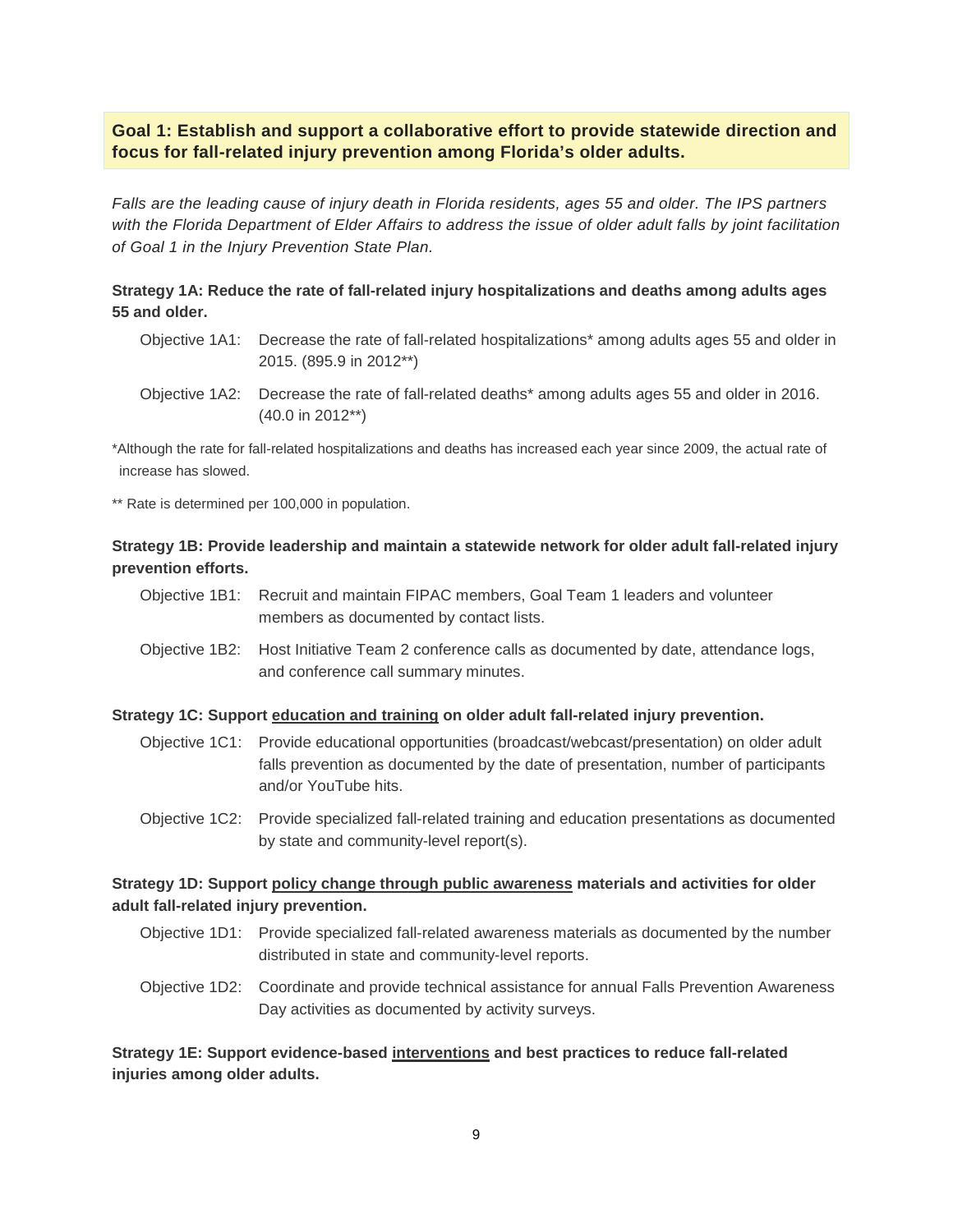## Goal 1: Establish and support a collaborative effort to provide statewide direction and focus for fall-related injury prevention among Florida's older adults.

*Falls are the leading cause of injury death in Florida residents, ages 55 and older. The IPS partners with the Florida Department of Elder Affairs to address the issue of older adult falls by joint facilitation of Goal 1 in the Injury Prevention State Plan.*

**Strategy 1A: Reduce the rate of fall-related injury hospitalizations and deaths among adults ages 55 and older.**

Objective 1A1: Decrease the rate of fall-related hospitalizations* among adults ages 55 and older in 2015. (895.9 in 2012**)

Objective 1A2: Decrease the rate of fall-related deaths* among adults ages 55 and older in 2016. (40.0 in 2012**)

*Although the rate for fall-related hospitalizations and deaths has increased each year since 2009, the actual rate of increase has slowed.

** Rate is determined per 100,000 in population.

**Strategy 1B: Provide leadership and maintain a statewide network for older adult fall-related injury prevention efforts.**

Objective 1B1: Recruit and maintain FIPAC members, Goal Team 1 leaders and volunteer members as documented by contact lists.

Objective 1B2: Host Initiative Team 2 conference calls as documented by date, attendance logs, and conference call summary minutes.

**Strategy 1C: Support <u>education and training</u> on older adult fall-related injury prevention.**

Objective 1C1: Provide educational opportunities (broadcast/webcast/presentation) on older adult falls prevention as documented by the date of presentation, number of participants and/or YouTube hits.

Objective 1C2: Provide specialized fall-related training and education presentations as documented by state and community-level report(s).

**Strategy 1D: Support <u>policy change through public awareness</u> materials and activities for older adult fall-related injury prevention.**

Objective 1D1: Provide specialized fall-related awareness materials as documented by the number distributed in state and community-level reports.

Objective 1D2: Coordinate and provide technical assistance for annual Falls Prevention Awareness Day activities as documented by activity surveys.

**Strategy 1E: Support evidence-based <u>interventions</u> and best practices to reduce fall-related injuries among older adults.**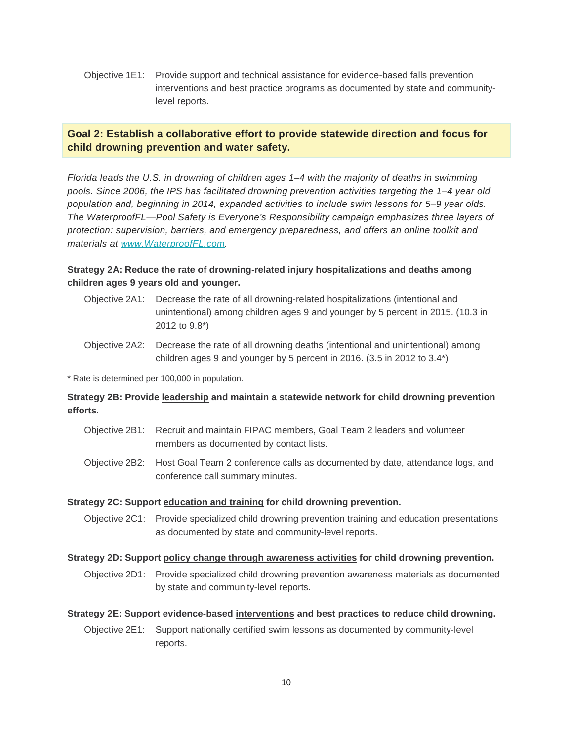Objective 1E1: Provide support and technical assistance for evidence-based falls prevention interventions and best practice programs as documented by state and community-level reports.

## Goal 2: Establish a collaborative effort to provide statewide direction and focus for child drowning prevention and water safety.

*Florida leads the U.S. in drowning of children ages 1–4 with the majority of deaths in swimming pools. Since 2006, the IPS has facilitated drowning prevention activities targeting the 1–4 year old population and, beginning in 2014, expanded activities to include swim lessons for 5–9 year olds. The WaterproofFL—Pool Safety is Everyone's Responsibility campaign emphasizes three layers of protection: supervision, barriers, and emergency preparedness, and offers an online toolkit and materials at [www.WaterproofFL.com](http://www.WaterproofFL.com).*

**Strategy 2A: Reduce the rate of drowning-related injury hospitalizations and deaths among children ages 9 years old and younger.**

Objective 2A1: Decrease the rate of all drowning-related hospitalizations (intentional and unintentional) among children ages 9 and younger by 5 percent in 2015. (10.3 in 2012 to 9.8*)

Objective 2A2: Decrease the rate of all drowning deaths (intentional and unintentional) among children ages 9 and younger by 5 percent in 2016. (3.5 in 2012 to 3.4*)

\* Rate is determined per 100,000 in population.

**Strategy 2B: Provide <u>leadership</u> and maintain a statewide network for child drowning prevention efforts.**

Objective 2B1: Recruit and maintain FIPAC members, Goal Team 2 leaders and volunteer members as documented by contact lists.

Objective 2B2: Host Goal Team 2 conference calls as documented by date, attendance logs, and conference call summary minutes.

**Strategy 2C: Support <u>education and training</u> for child drowning prevention.**

Objective 2C1: Provide specialized child drowning prevention training and education presentations as documented by state and community-level reports.

**Strategy 2D: Support <u>policy change through awareness activities</u> for child drowning prevention.**

Objective 2D1: Provide specialized child drowning prevention awareness materials as documented by state and community-level reports.

**Strategy 2E: Support evidence-based <u>interventions</u> and best practices to reduce child drowning.**

Objective 2E1: Support nationally certified swim lessons as documented by community-level reports.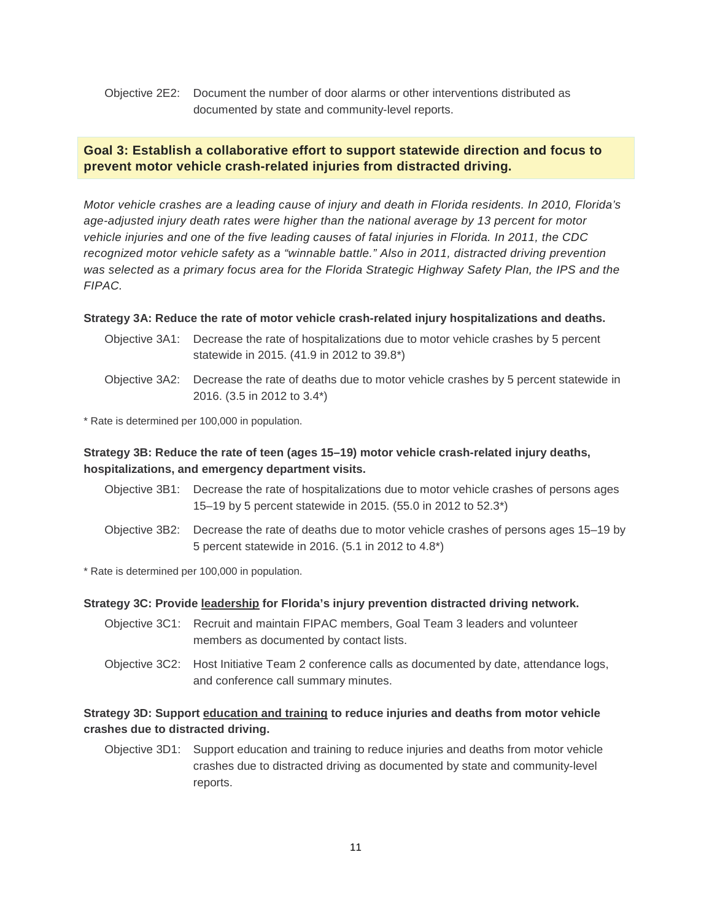Objective 2E2: Document the number of door alarms or other interventions distributed as documented by state and community-level reports.

## Goal 3: Establish a collaborative effort to support statewide direction and focus to prevent motor vehicle crash-related injuries from distracted driving.

*Motor vehicle crashes are a leading cause of injury and death in Florida residents. In 2010, Florida's age-adjusted injury death rates were higher than the national average by 13 percent for motor vehicle injuries and one of the five leading causes of fatal injuries in Florida. In 2011, the CDC recognized motor vehicle safety as a "winnable battle." Also in 2011, distracted driving prevention was selected as a primary focus area for the Florida Strategic Highway Safety Plan, the IPS and the FIPAC.*

**Strategy 3A: Reduce the rate of motor vehicle crash-related injury hospitalizations and deaths.**

Objective 3A1: Decrease the rate of hospitalizations due to motor vehicle crashes by 5 percent statewide in 2015. (41.9 in 2012 to 39.8*)

Objective 3A2: Decrease the rate of deaths due to motor vehicle crashes by 5 percent statewide in 2016. (3.5 in 2012 to 3.4*)

\* Rate is determined per 100,000 in population.

**Strategy 3B: Reduce the rate of teen (ages 15–19) motor vehicle crash-related injury deaths, hospitalizations, and emergency department visits.**

Objective 3B1: Decrease the rate of hospitalizations due to motor vehicle crashes of persons ages 15–19 by 5 percent statewide in 2015. (55.0 in 2012 to 52.3*)

Objective 3B2: Decrease the rate of deaths due to motor vehicle crashes of persons ages 15–19 by 5 percent statewide in 2016. (5.1 in 2012 to 4.8*)

\* Rate is determined per 100,000 in population.

**Strategy 3C: Provide <u>leadership</u> for Florida's injury prevention distracted driving network.**

Objective 3C1: Recruit and maintain FIPAC members, Goal Team 3 leaders and volunteer members as documented by contact lists.

Objective 3C2: Host Initiative Team 2 conference calls as documented by date, attendance logs, and conference call summary minutes.

**Strategy 3D: Support <u>education and training</u> to reduce injuries and deaths from motor vehicle crashes due to distracted driving.**

Objective 3D1: Support education and training to reduce injuries and deaths from motor vehicle crashes due to distracted driving as documented by state and community-level reports.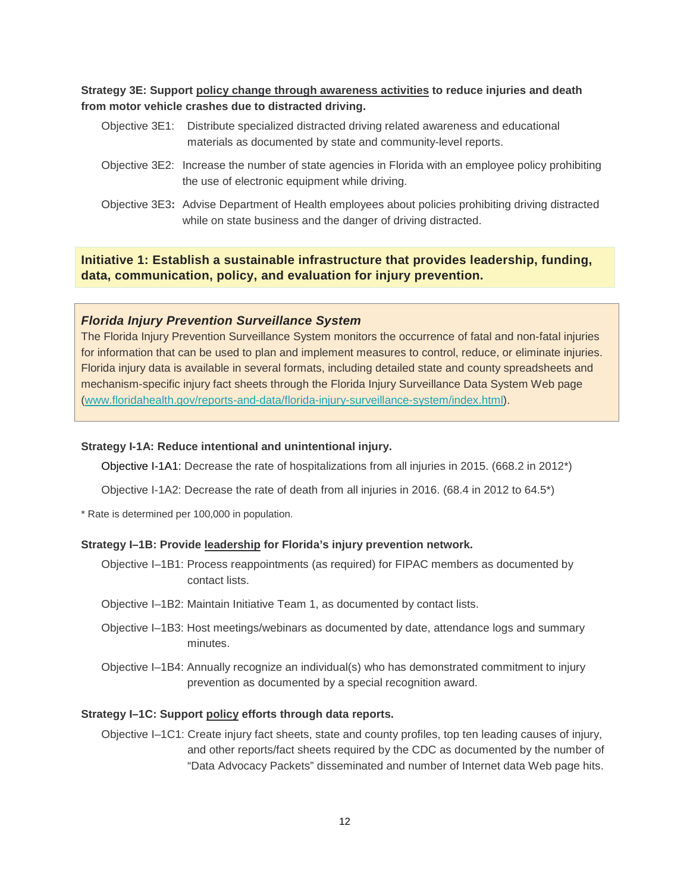**Strategy 3E: Support policy change through awareness activities to reduce injuries and death from motor vehicle crashes due to distracted driving.**

Objective 3E1: Distribute specialized distracted driving related awareness and educational materials as documented by state and community-level reports.

Objective 3E2: Increase the number of state agencies in Florida with an employee policy prohibiting the use of electronic equipment while driving.

Objective 3E3: Advise Department of Health employees about policies prohibiting driving distracted while on state business and the danger of driving distracted.

## Initiative 1: Establish a sustainable infrastructure that provides leadership, funding, data, communication, policy, and evaluation for injury prevention.

### *Florida Injury Prevention Surveillance System*

The Florida Injury Prevention Surveillance System monitors the occurrence of fatal and non-fatal injuries for information that can be used to plan and implement measures to control, reduce, or eliminate injuries. Florida injury data is available in several formats, including detailed state and county spreadsheets and mechanism-specific injury fact sheets through the Florida Injury Surveillance Data System Web page (www.floridahealth.gov/reports-and-data/florida-injury-surveillance-system/index.html).

**Strategy I-1A: Reduce intentional and unintentional injury.**

Objective I-1A1: Decrease the rate of hospitalizations from all injuries in 2015. (668.2 in 2012*)

Objective I-1A2: Decrease the rate of death from all injuries in 2016. (68.4 in 2012 to 64.5*)

\* Rate is determined per 100,000 in population.

**Strategy I–1B: Provide leadership for Florida's injury prevention network.**

Objective I–1B1: Process reappointments (as required) for FIPAC members as documented by contact lists.

Objective I–1B2: Maintain Initiative Team 1, as documented by contact lists.

Objective I–1B3: Host meetings/webinars as documented by date, attendance logs and summary minutes.

Objective I–1B4: Annually recognize an individual(s) who has demonstrated commitment to injury prevention as documented by a special recognition award.

**Strategy I–1C: Support policy efforts through data reports.**

Objective I–1C1: Create injury fact sheets, state and county profiles, top ten leading causes of injury, and other reports/fact sheets required by the CDC as documented by the number of "Data Advocacy Packets" disseminated and number of Internet data Web page hits.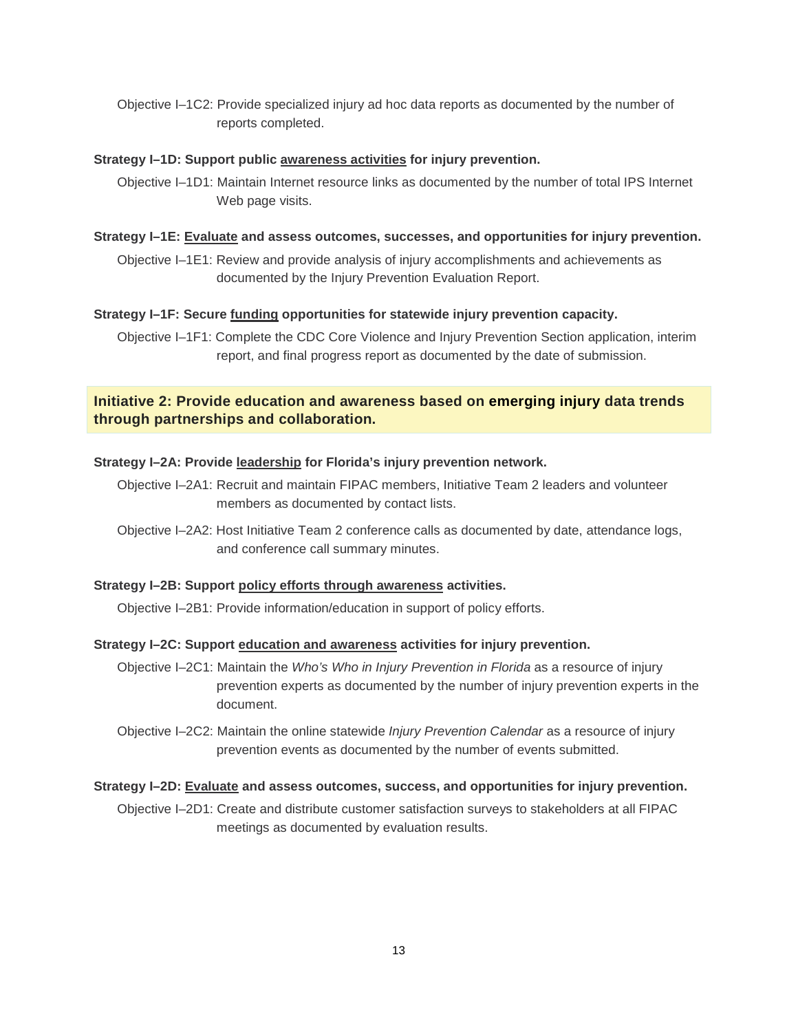Objective I–1C2: Provide specialized injury ad hoc data reports as documented by the number of reports completed.

**Strategy I–1D: Support public <u>awareness activities</u> for injury prevention.**

Objective I–1D1: Maintain Internet resource links as documented by the number of total IPS Internet Web page visits.

**Strategy I–1E: <u>Evaluate</u> and assess outcomes, successes, and opportunities for injury prevention.**

Objective I–1E1: Review and provide analysis of injury accomplishments and achievements as documented by the Injury Prevention Evaluation Report.

**Strategy I–1F: Secure <u>funding</u> opportunities for statewide injury prevention capacity.**

Objective I–1F1: Complete the CDC Core Violence and Injury Prevention Section application, interim report, and final progress report as documented by the date of submission.

## Initiative 2: Provide education and awareness based on emerging injury data trends through partnerships and collaboration.

**Strategy I–2A: Provide <u>leadership</u> for Florida's injury prevention network.**

Objective I–2A1: Recruit and maintain FIPAC members, Initiative Team 2 leaders and volunteer members as documented by contact lists.

Objective I–2A2: Host Initiative Team 2 conference calls as documented by date, attendance logs, and conference call summary minutes.

**Strategy I–2B: Support <u>policy efforts through awareness</u> activities.**

Objective I–2B1: Provide information/education in support of policy efforts.

**Strategy I–2C: Support <u>education and awareness</u> activities for injury prevention.**

Objective I–2C1: Maintain the *Who's Who in Injury Prevention in Florida* as a resource of injury prevention experts as documented by the number of injury prevention experts in the document.

Objective I–2C2: Maintain the online statewide *Injury Prevention Calendar* as a resource of injury prevention events as documented by the number of events submitted.

**Strategy I–2D: <u>Evaluate</u> and assess outcomes, success, and opportunities for injury prevention.**

Objective I–2D1: Create and distribute customer satisfaction surveys to stakeholders at all FIPAC meetings as documented by evaluation results.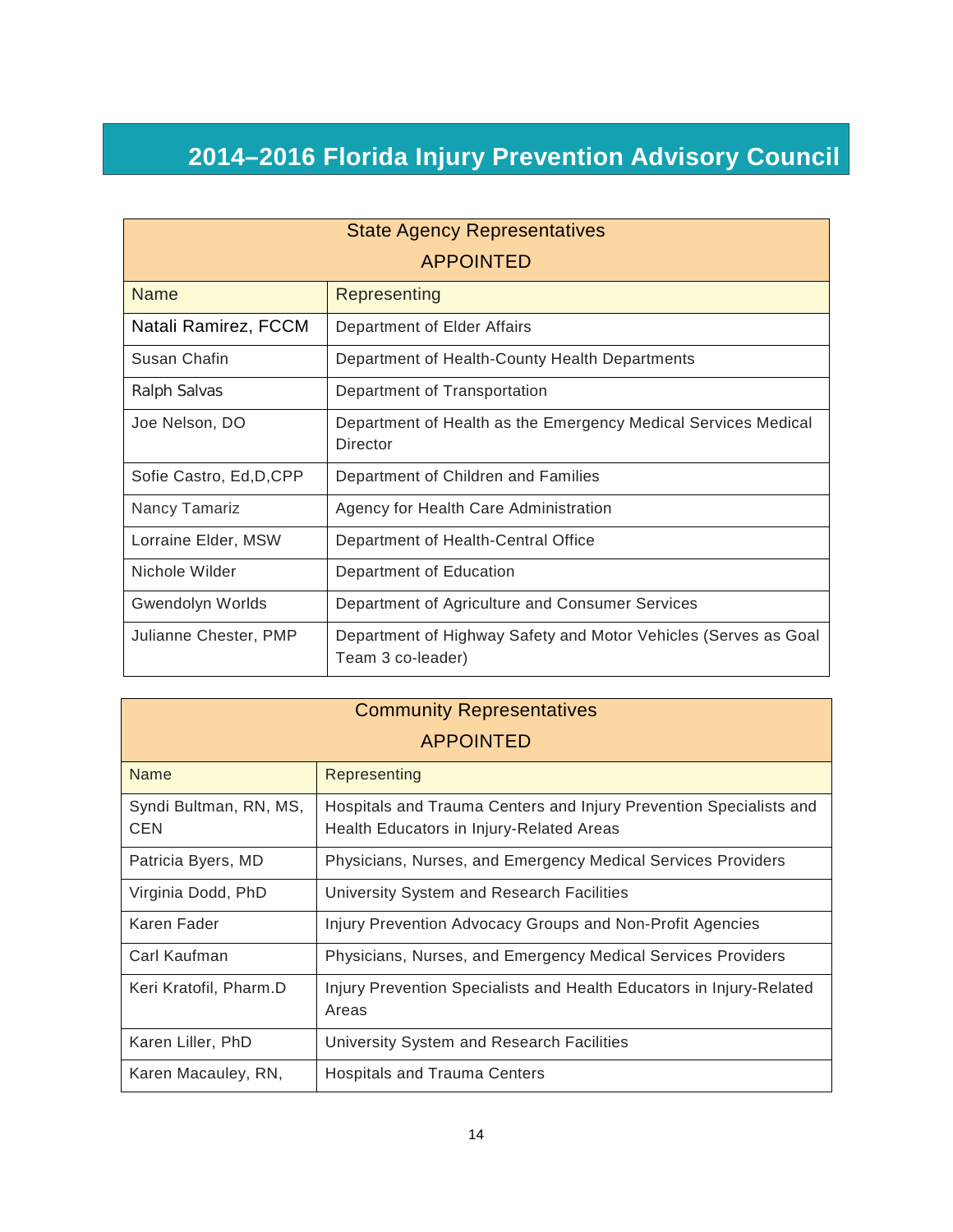# 2014–2016 Florida Injury Prevention Advisory Council

| State Agency Representatives<br>APPOINTED | |
|---|---|
| **Name** | **Representing** |
| Natali Ramirez, FCCM | Department of Elder Affairs |
| Susan Chafin | Department of Health-County Health Departments |
| Ralph Salvas | Department of Transportation |
| Joe Nelson, DO | Department of Health as the Emergency Medical Services Medical Director |
| Sofie Castro, Ed,D,CPP | Department of Children and Families |
| Nancy Tamariz | Agency for Health Care Administration |
| Lorraine Elder, MSW | Department of Health-Central Office |
| Nichole Wilder | Department of Education |
| Gwendolyn Worlds | Department of Agriculture and Consumer Services |
| Julianne Chester, PMP | Department of Highway Safety and Motor Vehicles (Serves as Goal Team 3 co-leader) |

| Community Representatives<br>APPOINTED | |
|---|---|
| **Name** | **Representing** |
| Syndi Bultman, RN, MS, CEN | Hospitals and Trauma Centers and Injury Prevention Specialists and Health Educators in Injury-Related Areas |
| Patricia Byers, MD | Physicians, Nurses, and Emergency Medical Services Providers |
| Virginia Dodd, PhD | University System and Research Facilities |
| Karen Fader | Injury Prevention Advocacy Groups and Non-Profit Agencies |
| Carl Kaufman | Physicians, Nurses, and Emergency Medical Services Providers |
| Keri Kratofil, Pharm.D | Injury Prevention Specialists and Health Educators in Injury-Related Areas |
| Karen Liller, PhD | University System and Research Facilities |
| Karen Macauley, RN, | Hospitals and Trauma Centers |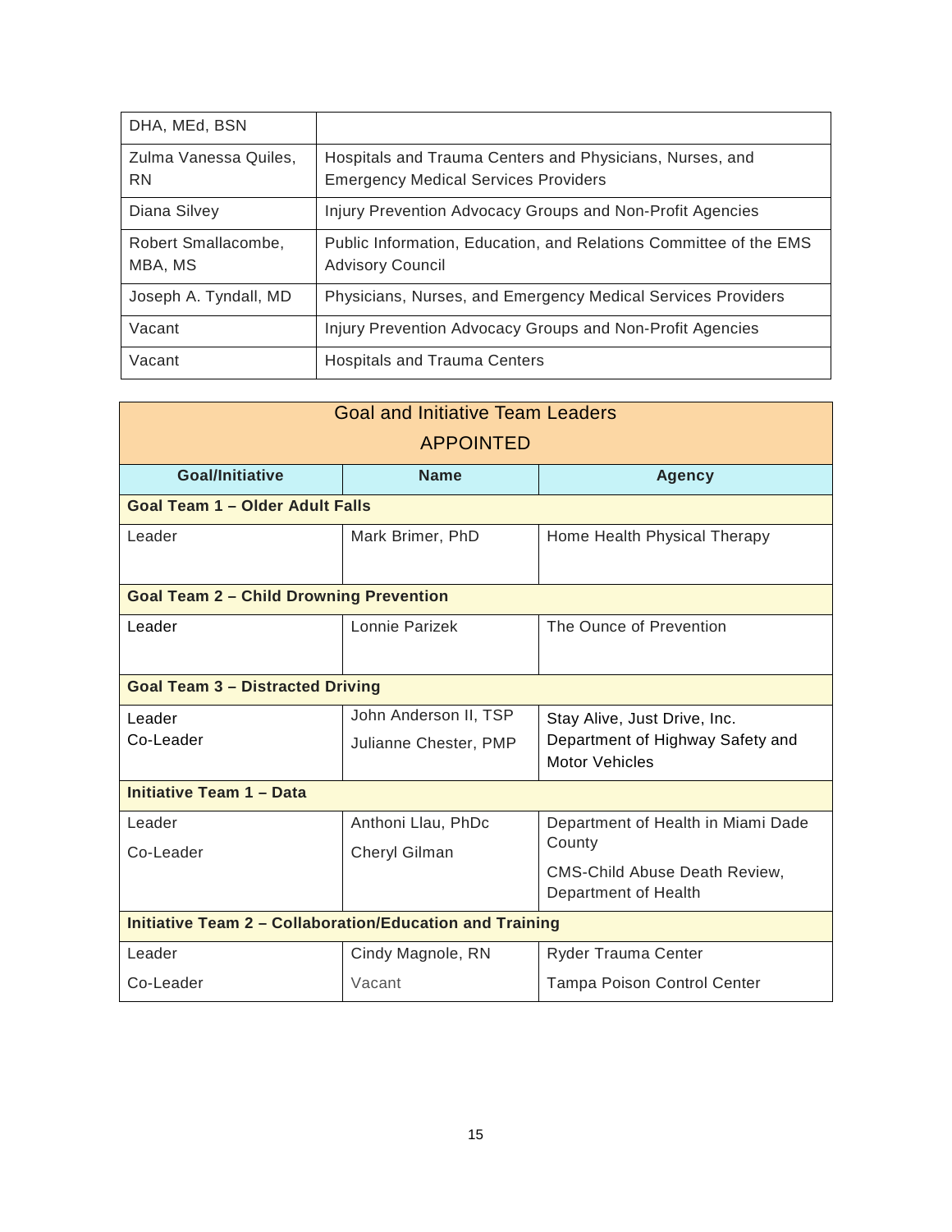| | |
|---|---|
| DHA, MEd, BSN | |
| Zulma Vanessa Quiles, RN | Hospitals and Trauma Centers and Physicians, Nurses, and Emergency Medical Services Providers |
| Diana Silvey | Injury Prevention Advocacy Groups and Non-Profit Agencies |
| Robert Smallacombe, MBA, MS | Public Information, Education, and Relations Committee of the EMS Advisory Council |
| Joseph A. Tyndall, MD | Physicians, Nurses, and Emergency Medical Services Providers |
| Vacant | Injury Prevention Advocacy Groups and Non-Profit Agencies |
| Vacant | Hospitals and Trauma Centers |

| Goal and Initiative Team Leaders APPOINTED | | |
|---|---|---|
| **Goal/Initiative** | **Name** | **Agency** |
| **Goal Team 1 – Older Adult Falls** | | |
| Leader | Mark Brimer, PhD | Home Health Physical Therapy |
| **Goal Team 2 – Child Drowning Prevention** | | |
| Leader | Lonnie Parizek | The Ounce of Prevention |
| **Goal Team 3 – Distracted Driving** | | |
| Leader<br>Co-Leader | John Anderson II, TSP<br>Julianne Chester, PMP | Stay Alive, Just Drive, Inc.<br>Department of Highway Safety and Motor Vehicles |
| **Initiative Team 1 – Data** | | |
| Leader<br>Co-Leader | Anthoni Llau, PhDc<br>Cheryl Gilman | Department of Health in Miami Dade County<br>CMS-Child Abuse Death Review, Department of Health |
| **Initiative Team 2 – Collaboration/Education and Training** | | |
| Leader<br>Co-Leader | Cindy Magnole, RN<br>Vacant | Ryder Trauma Center<br>Tampa Poison Control Center |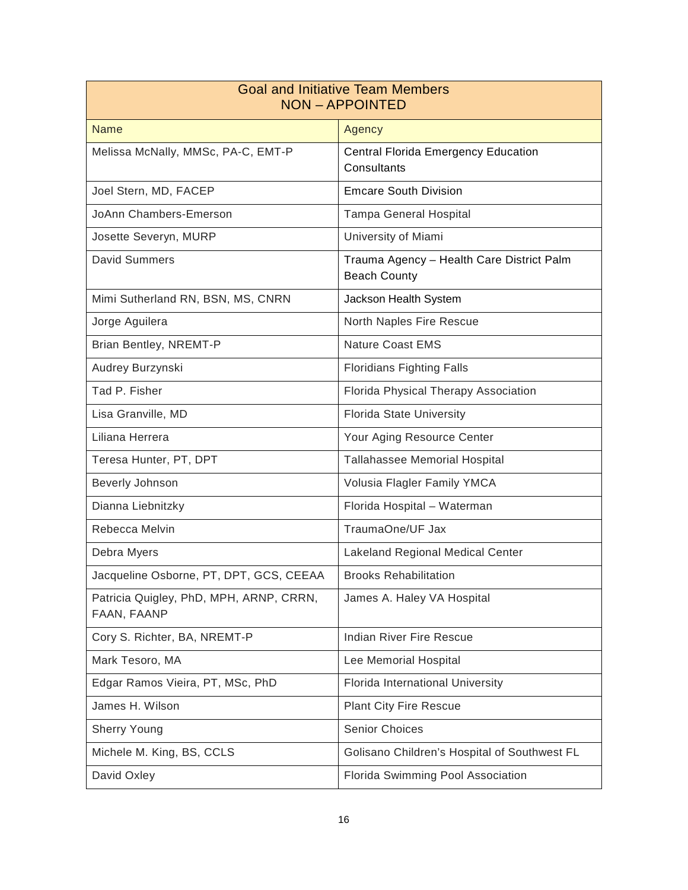| Goal and Initiative Team Members NON – APPOINTED | |
|---|---|
| Name | Agency |
| Melissa McNally, MMSc, PA-C, EMT-P | Central Florida Emergency Education Consultants |
| Joel Stern, MD, FACEP | Emcare South Division |
| JoAnn Chambers-Emerson | Tampa General Hospital |
| Josette Severyn, MURP | University of Miami |
| David Summers | Trauma Agency – Health Care District Palm Beach County |
| Mimi Sutherland RN, BSN, MS, CNRN | Jackson Health System |
| Jorge Aguilera | North Naples Fire Rescue |
| Brian Bentley, NREMT-P | Nature Coast EMS |
| Audrey Burzynski | Floridians Fighting Falls |
| Tad P. Fisher | Florida Physical Therapy Association |
| Lisa Granville, MD | Florida State University |
| Liliana Herrera | Your Aging Resource Center |
| Teresa Hunter, PT, DPT | Tallahassee Memorial Hospital |
| Beverly Johnson | Volusia Flagler Family YMCA |
| Dianna Liebnitzky | Florida Hospital – Waterman |
| Rebecca Melvin | TraumaOne/UF Jax |
| Debra Myers | Lakeland Regional Medical Center |
| Jacqueline Osborne, PT, DPT, GCS, CEEAA | Brooks Rehabilitation |
| Patricia Quigley, PhD, MPH, ARNP, CRRN, FAAN, FAANP | James A. Haley VA Hospital |
| Cory S. Richter, BA, NREMT-P | Indian River Fire Rescue |
| Mark Tesoro, MA | Lee Memorial Hospital |
| Edgar Ramos Vieira, PT, MSc, PhD | Florida International University |
| James H. Wilson | Plant City Fire Rescue |
| Sherry Young | Senior Choices |
| Michele M. King, BS, CCLS | Golisano Children's Hospital of Southwest FL |
| David Oxley | Florida Swimming Pool Association |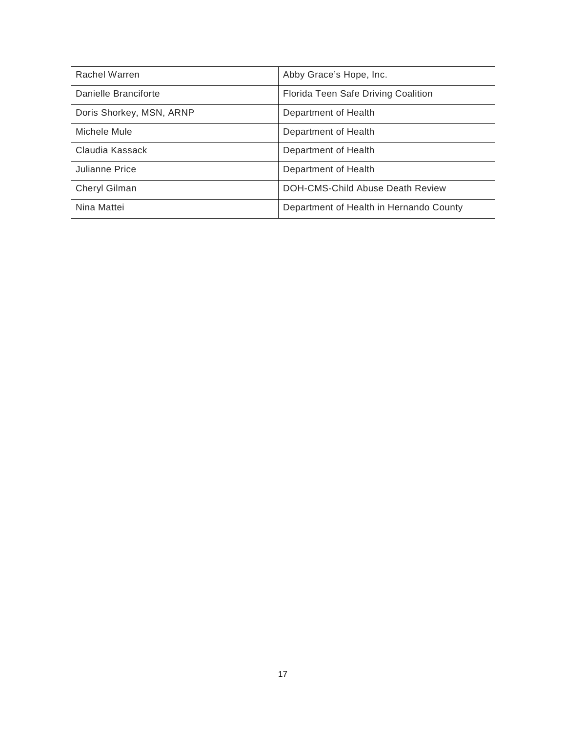| | |
|---|---|
| Rachel Warren | Abby Grace's Hope, Inc. |
| Danielle Branciforte | Florida Teen Safe Driving Coalition |
| Doris Shorkey, MSN, ARNP | Department of Health |
| Michele Mule | Department of Health |
| Claudia Kassack | Department of Health |
| Julianne Price | Department of Health |
| Cheryl Gilman | DOH-CMS-Child Abuse Death Review |
| Nina Mattei | Department of Health in Hernando County |